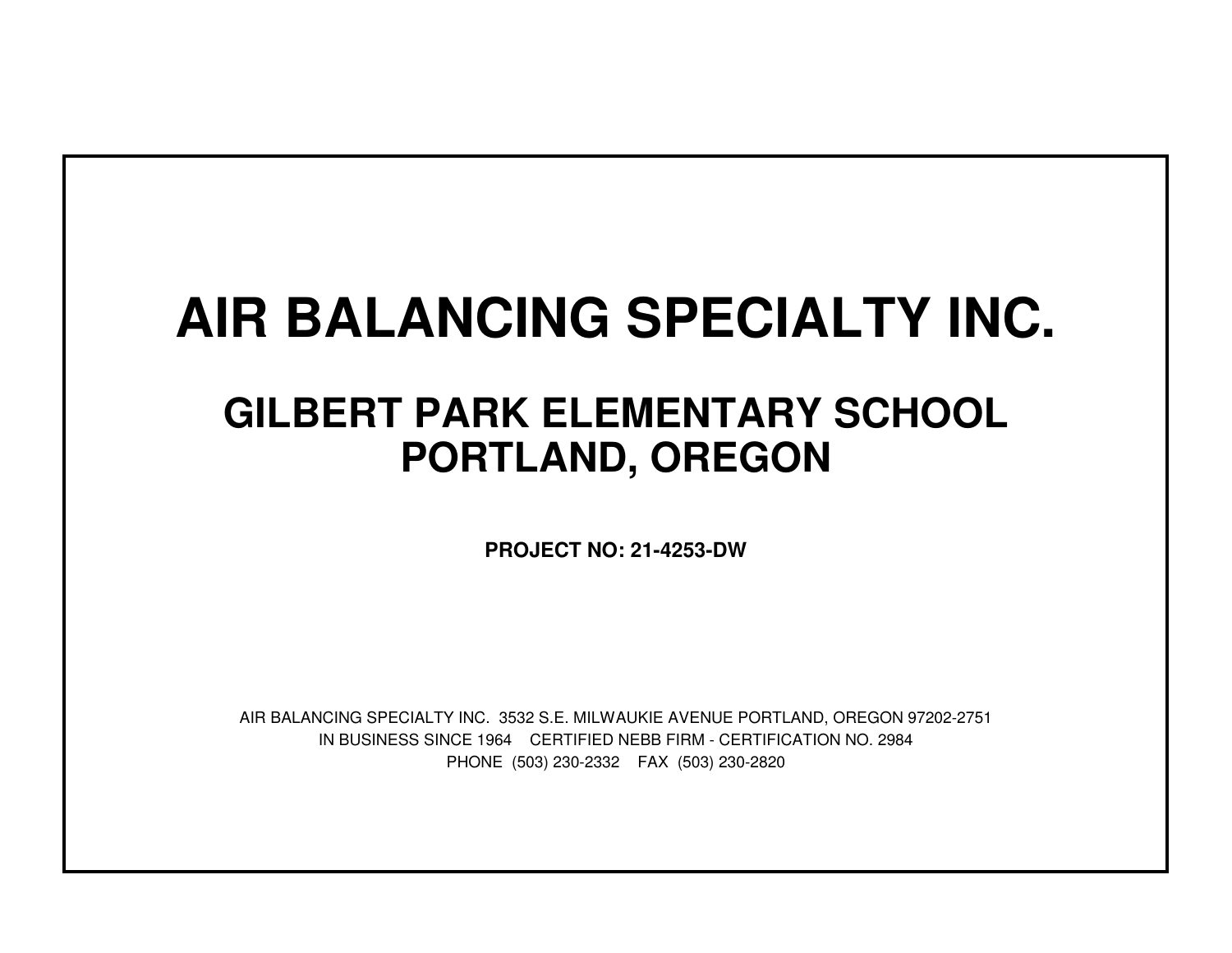# AIR BALANCING SPECIALTY INC.

## GILBERT PARK ELEMENTARY SCHOOL
## PORTLAND, OREGON

**PROJECT NO: 21-4253-DW**

AIR BALANCING SPECIALTY INC. 3532 S.E. MILWAUKIE AVENUE PORTLAND, OREGON 97202-2751
IN BUSINESS SINCE 1964 CERTIFIED NEBB FIRM - CERTIFICATION NO. 2984
PHONE (503) 230-2332 FAX (503) 230-2820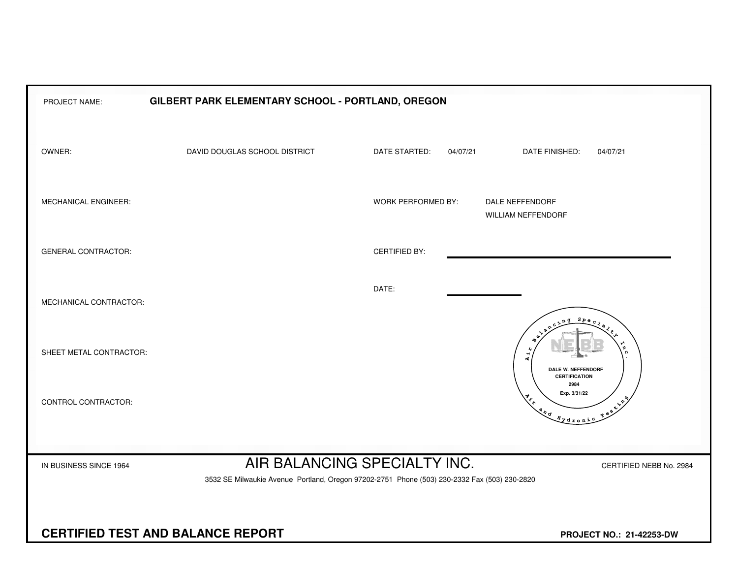**PROJECT NAME:** GILBERT PARK ELEMENTARY SCHOOL - PORTLAND, OREGON

| | | | | | |
|---|---|---|---|---|---|
| OWNER: | DAVID DOUGLAS SCHOOL DISTRICT | DATE STARTED: | 04/07/21 | DATE FINISHED: | 04/07/21 |
| MECHANICAL ENGINEER: | | WORK PERFORMED BY: | DALE NEFFENDORF<br>WILLIAM NEFFENDORF | | |
| GENERAL CONTRACTOR: | | CERTIFIED BY: | | | |
| MECHANICAL CONTRACTOR: | | DATE: | | | |
| SHEET METAL CONTRACTOR: | | | | | |
| CONTROL CONTRACTOR: | | | | | |

Air Balancing Specialty Inc. — Air and Hydronic Testing
NEBB
DALE W. NEFFENDORF
CERTIFICATION
2984
Exp. 3/31/22

IN BUSINESS SINCE 1964

# AIR BALANCING SPECIALTY INC.

CERTIFIED NEBB No. 2984

3532 SE Milwaukie Avenue Portland, Oregon 97202-2751 Phone (503) 230-2332 Fax (503) 230-2820

## CERTIFIED TEST AND BALANCE REPORT

**PROJECT NO.: 21-42253-DW**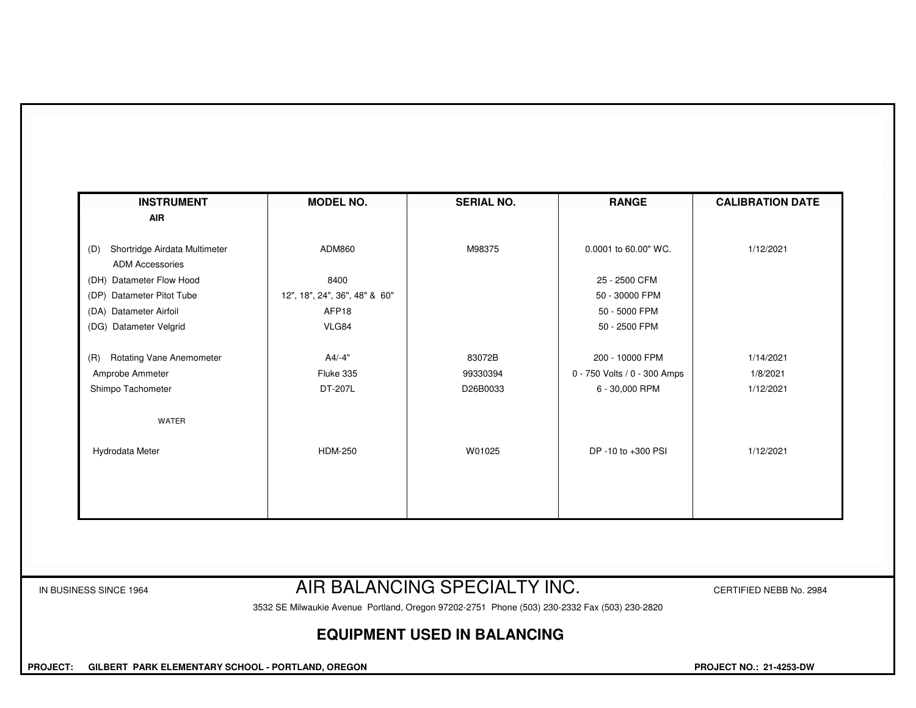| INSTRUMENT | MODEL NO. | SERIAL NO. | RANGE | CALIBRATION DATE |
|---|---|---|---|---|
| **AIR** | | | | |
| (D) Shortridge Airdata Multimeter | ADM860 | M98375 | 0.0001 to 60.00" WC. | 1/12/2021 |
| ADM Accessories | | | | |
| (DH) Datameter Flow Hood | 8400 | | 25 - 2500 CFM | |
| (DP) Datameter Pitot Tube | 12", 18", 24", 36", 48" & 60" | | 50 - 30000 FPM | |
| (DA) Datameter Airfoil | AFP18 | | 50 - 5000 FPM | |
| (DG) Datameter Velgrid | VLG84 | | 50 - 2500 FPM | |
| (R) Rotating Vane Anemometer | A4/-4" | 83072B | 200 - 10000 FPM | 1/14/2021 |
| Amprobe Ammeter | Fluke 335 | 99330394 | 0 - 750 Volts / 0 - 300 Amps | 1/8/2021 |
| Shimpo Tachometer | DT-207L | D26B0033 | 6 - 30,000 RPM | 1/12/2021 |
| WATER | | | | |
| Hydrodata Meter | HDM-250 | W01025 | DP -10 to +300 PSI | 1/12/2021 |

IN BUSINESS SINCE 1964

# AIR BALANCING SPECIALTY INC.

CERTIFIED NEBB No. 2984

3532 SE Milwaukie Avenue Portland, Oregon 97202-2751 Phone (503) 230-2332 Fax (503) 230-2820

## EQUIPMENT USED IN BALANCING

**PROJECT: GILBERT PARK ELEMENTARY SCHOOL - PORTLAND, OREGON**

**PROJECT NO.: 21-4253-DW**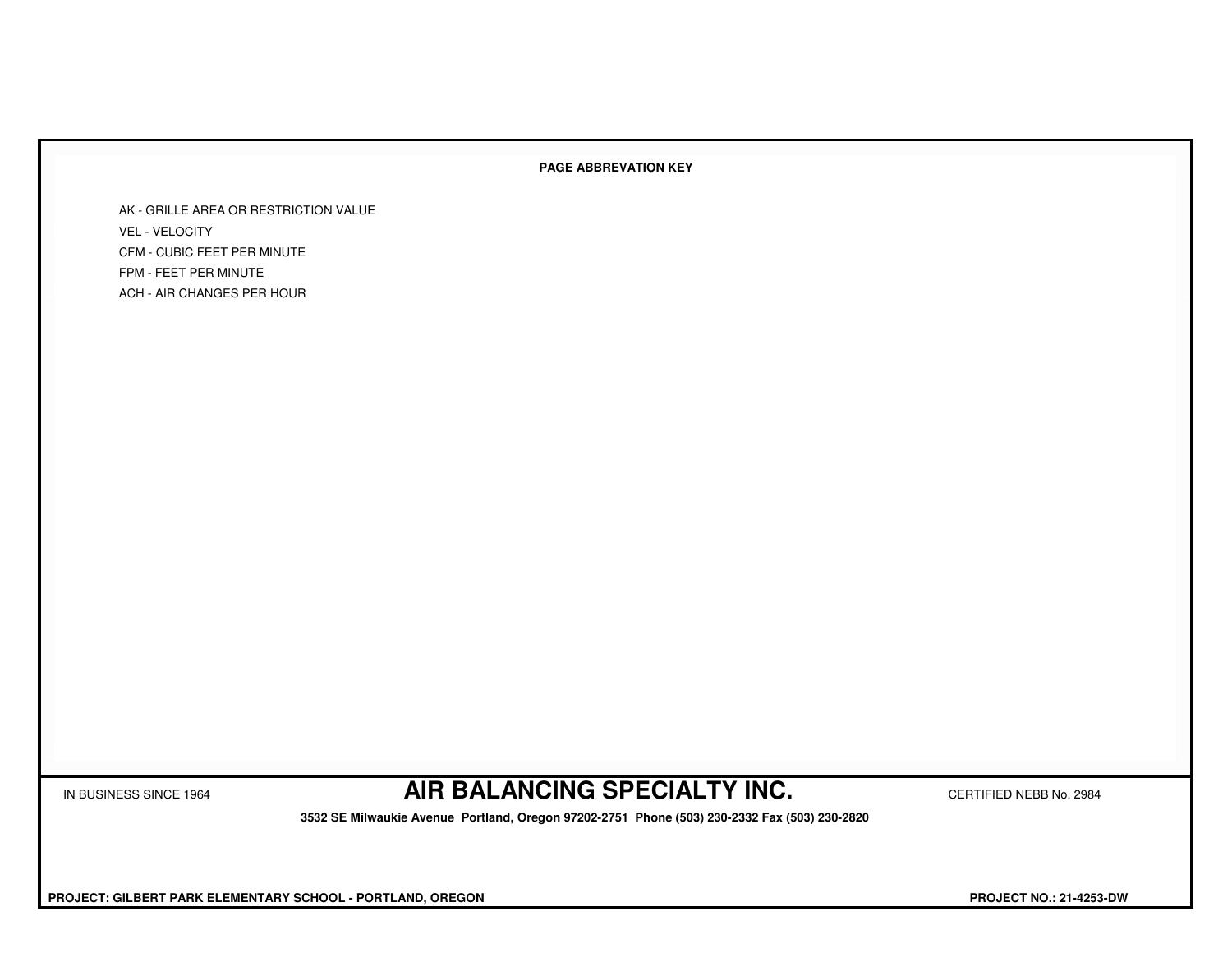## PAGE ABBREVATION KEY

- AK - GRILLE AREA OR RESTRICTION VALUE
- VEL - VELOCITY
- CFM - CUBIC FEET PER MINUTE
- FPM - FEET PER MINUTE
- ACH - AIR CHANGES PER HOUR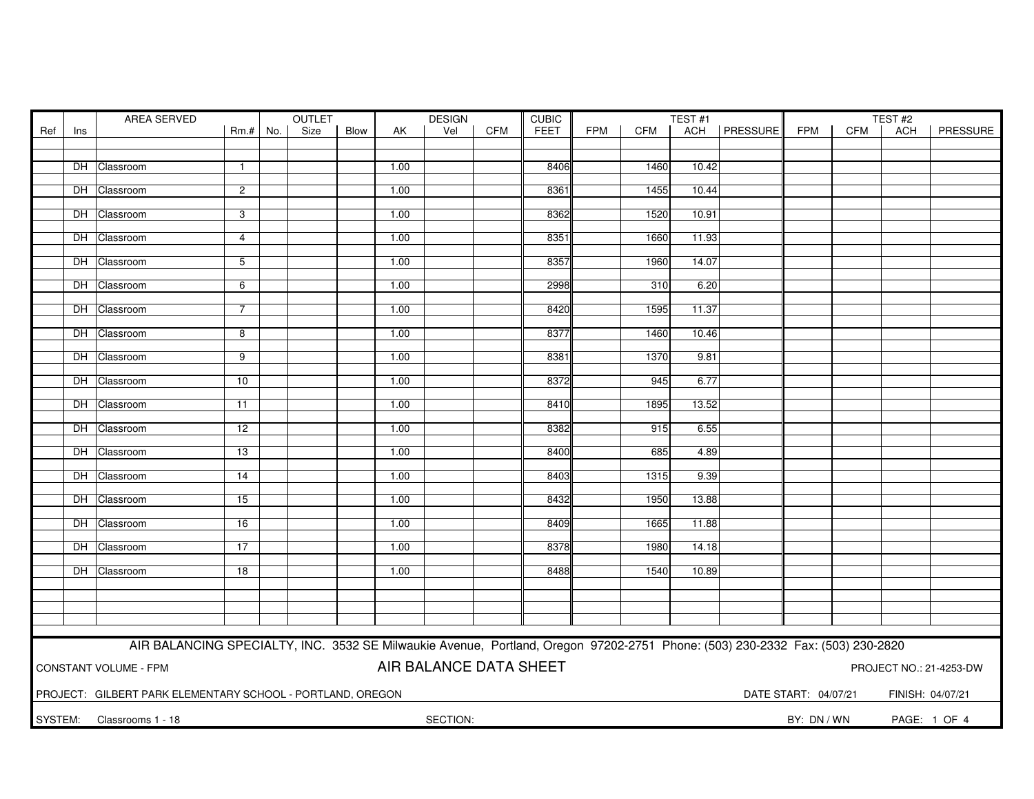| Ref | Ins | AREA SERVED | Rm.# | OUTLET No. | OUTLET Size | OUTLET Blow | DESIGN AK | DESIGN Vel | DESIGN CFM | CUBIC FEET | TEST #1 FPM | TEST #1 CFM | TEST #1 ACH | TEST #1 PRESSURE | TEST #2 FPM | TEST #2 CFM | TEST #2 ACH | TEST #2 PRESSURE |
|---|---|---|---|---|---|---|---|---|---|---|---|---|---|---|---|---|---|---|
| | DH | Classroom | 1 | | | | 1.00 | | | 8406 | | 1460 | 10.42 | | | | | |
| | DH | Classroom | 2 | | | | 1.00 | | | 8361 | | 1455 | 10.44 | | | | | |
| | DH | Classroom | 3 | | | | 1.00 | | | 8362 | | 1520 | 10.91 | | | | | |
| | DH | Classroom | 4 | | | | 1.00 | | | 8351 | | 1660 | 11.93 | | | | | |
| | DH | Classroom | 5 | | | | 1.00 | | | 8357 | | 1960 | 14.07 | | | | | |
| | DH | Classroom | 6 | | | | 1.00 | | | 2998 | | 310 | 6.20 | | | | | |
| | DH | Classroom | 7 | | | | 1.00 | | | 8420 | | 1595 | 11.37 | | | | | |
| | DH | Classroom | 8 | | | | 1.00 | | | 8377 | | 1460 | 10.46 | | | | | |
| | DH | Classroom | 9 | | | | 1.00 | | | 8381 | | 1370 | 9.81 | | | | | |
| | DH | Classroom | 10 | | | | 1.00 | | | 8372 | | 945 | 6.77 | | | | | |
| | DH | Classroom | 11 | | | | 1.00 | | | 8410 | | 1895 | 13.52 | | | | | |
| | DH | Classroom | 12 | | | | 1.00 | | | 8382 | | 915 | 6.55 | | | | | |
| | DH | Classroom | 13 | | | | 1.00 | | | 8400 | | 685 | 4.89 | | | | | |
| | DH | Classroom | 14 | | | | 1.00 | | | 8403 | | 1315 | 9.39 | | | | | |
| | DH | Classroom | 15 | | | | 1.00 | | | 8432 | | 1950 | 13.88 | | | | | |
| | DH | Classroom | 16 | | | | 1.00 | | | 8409 | | 1665 | 11.88 | | | | | |
| | DH | Classroom | 17 | | | | 1.00 | | | 8378 | | 1980 | 14.18 | | | | | |
| | DH | Classroom | 18 | | | | 1.00 | | | 8488 | | 1540 | 10.89 | | | | | |

AIR BALANCING SPECIALTY, INC. 3532 SE Milwaukie Avenue, Portland, Oregon 97202-2751 Phone: (503) 230-2332 Fax: (503) 230-2820

CONSTANT VOLUME - FPM

**AIR BALANCE DATA SHEET**

PROJECT NO.: 21-4253-DW

PROJECT: GILBERT PARK ELEMENTARY SCHOOL - PORTLAND, OREGON

DATE START: 04/07/21 FINISH: 04/07/21

SYSTEM: Classrooms 1 - 18

SECTION:

BY: DN / WN

PAGE: 1 OF 4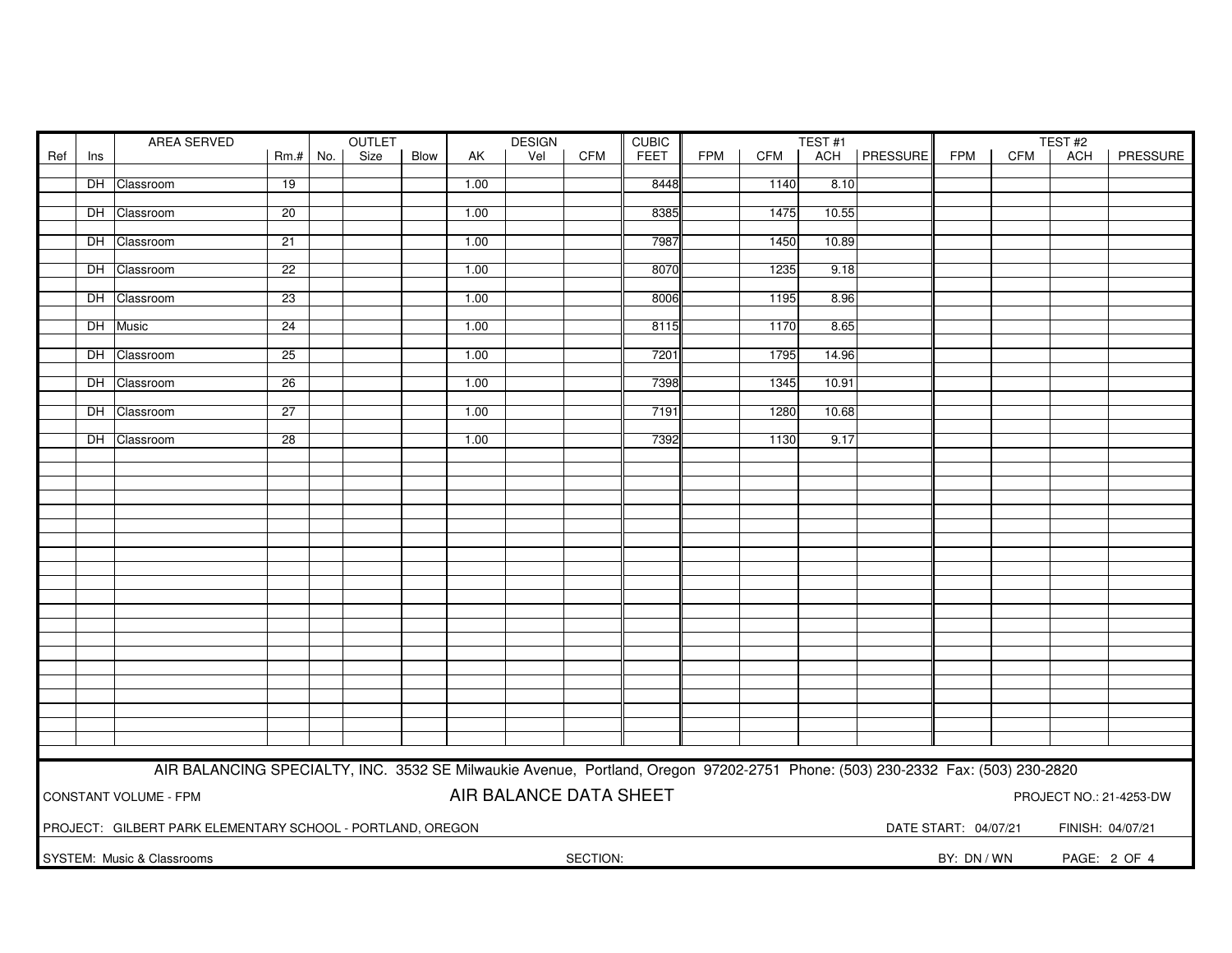| Ref | Ins | AREA SERVED | Rm.# | OUTLET No. | OUTLET Size | OUTLET Blow | DESIGN AK | DESIGN Vel | DESIGN CFM | CUBIC FEET | TEST #1 FPM | TEST #1 CFM | TEST #1 ACH | TEST #1 PRESSURE | TEST #2 FPM | TEST #2 CFM | TEST #2 ACH | TEST #2 PRESSURE |
|---|---|---|---|---|---|---|---|---|---|---|---|---|---|---|---|---|---|---|
| | DH | Classroom | 19 | | | | 1.00 | | | 8448 | | 1140 | 8.10 | | | | | |
| | DH | Classroom | 20 | | | | 1.00 | | | 8385 | | 1475 | 10.55 | | | | | |
| | DH | Classroom | 21 | | | | 1.00 | | | 7987 | | 1450 | 10.89 | | | | | |
| | DH | Classroom | 22 | | | | 1.00 | | | 8070 | | 1235 | 9.18 | | | | | |
| | DH | Classroom | 23 | | | | 1.00 | | | 8006 | | 1195 | 8.96 | | | | | |
| | DH | Music | 24 | | | | 1.00 | | | 8115 | | 1170 | 8.65 | | | | | |
| | DH | Classroom | 25 | | | | 1.00 | | | 7201 | | 1795 | 14.96 | | | | | |
| | DH | Classroom | 26 | | | | 1.00 | | | 7398 | | 1345 | 10.91 | | | | | |
| | DH | Classroom | 27 | | | | 1.00 | | | 7191 | | 1280 | 10.68 | | | | | |
| | DH | Classroom | 28 | | | | 1.00 | | | 7392 | | 1130 | 9.17 | | | | | |

AIR BALANCING SPECIALTY, INC. 3532 SE Milwaukie Avenue, Portland, Oregon 97202-2751 Phone: (503) 230-2332 Fax: (503) 230-2820

CONSTANT VOLUME - FPM

## AIR BALANCE DATA SHEET

PROJECT NO.: 21-4253-DW

PROJECT: GILBERT PARK ELEMENTARY SCHOOL - PORTLAND, OREGON

DATE START: 04/07/21 FINISH: 04/07/21

SYSTEM: Music & Classrooms

SECTION:

BY: DN / WN

PAGE: 2 OF 4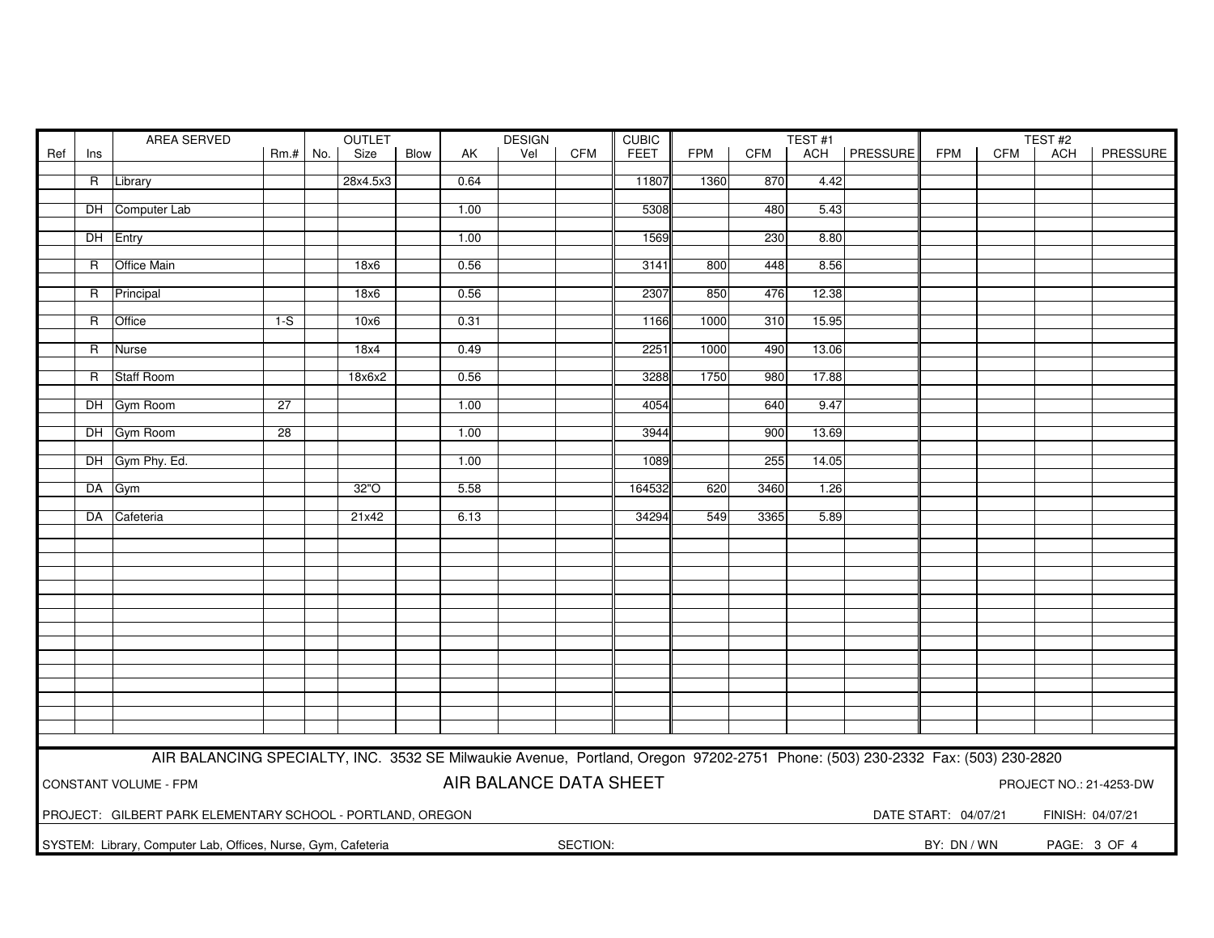| Ref | Ins | AREA SERVED | Rm.# | OUTLET No. | OUTLET Size | OUTLET Blow | AK | DESIGN Vel | DESIGN CFM | CUBIC FEET | TEST #1 FPM | TEST #1 CFM | TEST #1 ACH | TEST #1 PRESSURE | TEST #2 FPM | TEST #2 CFM | TEST #2 ACH | TEST #2 PRESSURE |
|---|---|---|---|---|---|---|---|---|---|---|---|---|---|---|---|---|---|---|
| | R | Library | | | 28x4.5x3 | | 0.64 | | | 11807 | 1360 | 870 | 4.42 | | | | | |
| | DH | Computer Lab | | | | | 1.00 | | | 5308 | | 480 | 5.43 | | | | | |
| | DH | Entry | | | | | 1.00 | | | 1569 | | 230 | 8.80 | | | | | |
| | R | Office Main | | | 18x6 | | 0.56 | | | 3141 | 800 | 448 | 8.56 | | | | | |
| | R | Principal | | | 18x6 | | 0.56 | | | 2307 | 850 | 476 | 12.38 | | | | | |
| | R | Office | 1-S | | 10x6 | | 0.31 | | | 1166 | 1000 | 310 | 15.95 | | | | | |
| | R | Nurse | | | 18x4 | | 0.49 | | | 2251 | 1000 | 490 | 13.06 | | | | | |
| | R | Staff Room | | | 18x6x2 | | 0.56 | | | 3288 | 1750 | 980 | 17.88 | | | | | |
| | DH | Gym Room | 27 | | | | 1.00 | | | 4054 | | 640 | 9.47 | | | | | |
| | DH | Gym Room | 28 | | | | 1.00 | | | 3944 | | 900 | 13.69 | | | | | |
| | DH | Gym Phy. Ed. | | | | | 1.00 | | | 1089 | | 255 | 14.05 | | | | | |
| | DA | Gym | | | 32"O | | 5.58 | | | 164532 | 620 | 3460 | 1.26 | | | | | |
| | DA | Cafeteria | | | 21x42 | | 6.13 | | | 34294 | 549 | 3365 | 5.89 | | | | | |

AIR BALANCING SPECIALTY, INC. 3532 SE Milwaukie Avenue, Portland, Oregon 97202-2751 Phone: (503) 230-2332 Fax: (503) 230-2820

CONSTANT VOLUME - FPM

**AIR BALANCE DATA SHEET**

PROJECT NO.: 21-4253-DW

PROJECT: GILBERT PARK ELEMENTARY SCHOOL - PORTLAND, OREGON

DATE START: 04/07/21 FINISH: 04/07/21

SYSTEM: Library, Computer Lab, Offices, Nurse, Gym, Cafeteria

SECTION:

BY: DN / WN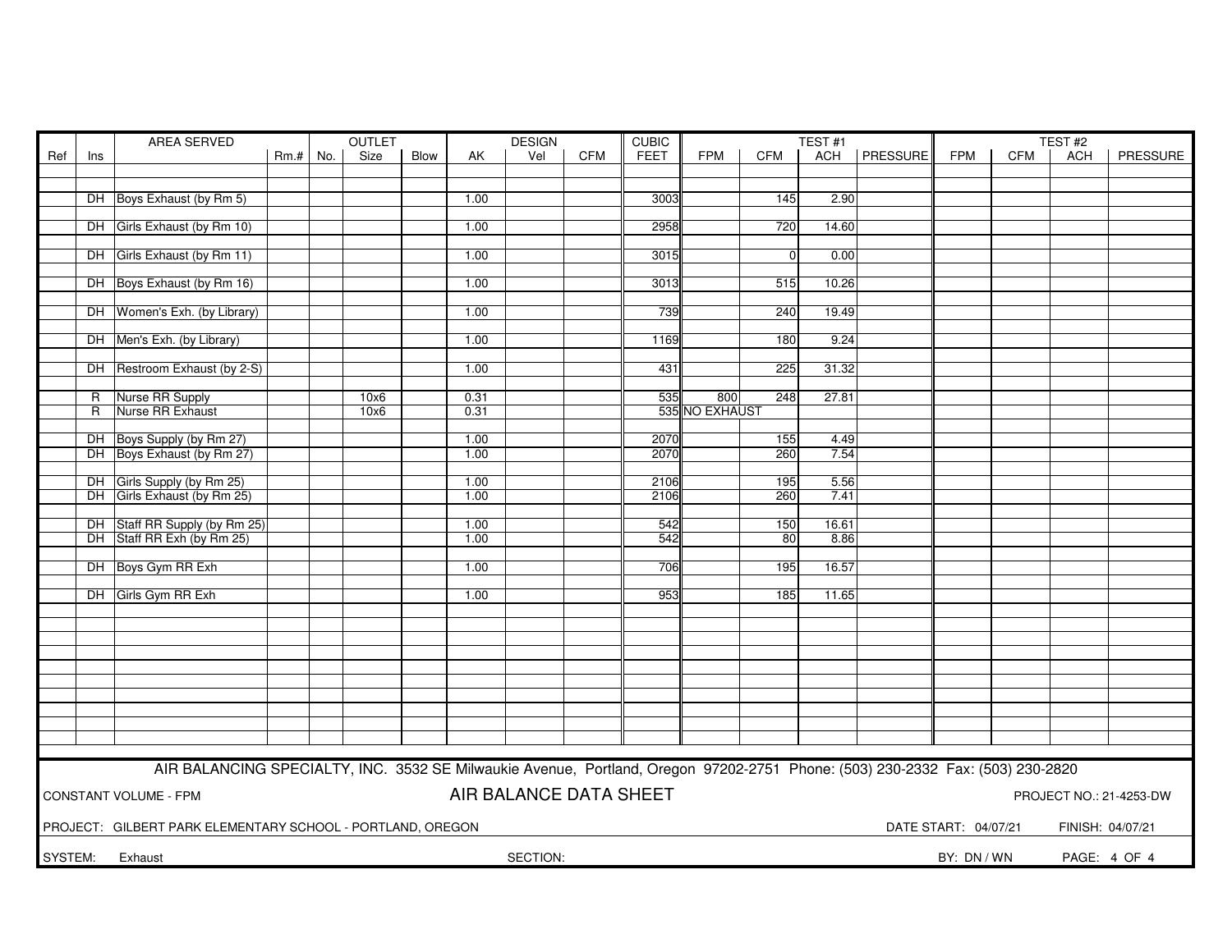| | | AREA SERVED | | OUTLET | | | DESIGN | | | CUBIC | TEST #1 | | | | TEST #2 | | | |
|---|---|---|---|---|---|---|---|---|---|---|---|---|---|---|---|---|---|---|
| Ref | Ins | | Rm.# | No. | Size | Blow | AK | Vel | CFM | FEET | FPM | CFM | ACH | PRESSURE | FPM | CFM | ACH | PRESSURE |
| | DH | Boys Exhaust (by Rm 5) | | | | | 1.00 | | | 3003 | | 145 | 2.90 | | | | | |
| | DH | Girls Exhaust (by Rm 10) | | | | | 1.00 | | | 2958 | | 720 | 14.60 | | | | | |
| | DH | Girls Exhaust (by Rm 11) | | | | | 1.00 | | | 3015 | | 0 | 0.00 | | | | | |
| | DH | Boys Exhaust (by Rm 16) | | | | | 1.00 | | | 3013 | | 515 | 10.26 | | | | | |
| | DH | Women's Exh. (by Library) | | | | | 1.00 | | | 739 | | 240 | 19.49 | | | | | |
| | DH | Men's Exh. (by Library) | | | | | 1.00 | | | 1169 | | 180 | 9.24 | | | | | |
| | DH | Restroom Exhaust (by 2-S) | | | | | 1.00 | | | 431 | | 225 | 31.32 | | | | | |
| | R | Nurse RR Supply | | | 10x6 | | 0.31 | | | 535 | 800 | 248 | 27.81 | | | | | |
| | R | Nurse RR Exhaust | | | 10x6 | | 0.31 | | | 535 | NO EXHAUST | | | | | | | |
| | DH | Boys Supply (by Rm 27) | | | | | 1.00 | | | 2070 | | 155 | 4.49 | | | | | |
| | DH | Boys Exhaust (by Rm 27) | | | | | 1.00 | | | 2070 | | 260 | 7.54 | | | | | |
| | DH | Girls Supply (by Rm 25) | | | | | 1.00 | | | 2106 | | 195 | 5.56 | | | | | |
| | DH | Girls Exhaust (by Rm 25) | | | | | 1.00 | | | 2106 | | 260 | 7.41 | | | | | |
| | DH | Staff RR Supply (by Rm 25) | | | | | 1.00 | | | 542 | | 150 | 16.61 | | | | | |
| | DH | Staff RR Exh (by Rm 25) | | | | | 1.00 | | | 542 | | 80 | 8.86 | | | | | |
| | DH | Boys Gym RR Exh | | | | | 1.00 | | | 706 | | 195 | 16.57 | | | | | |
| | DH | Girls Gym RR Exh | | | | | 1.00 | | | 953 | | 185 | 11.65 | | | | | |

AIR BALANCING SPECIALTY, INC. 3532 SE Milwaukie Avenue, Portland, Oregon 97202-2751 Phone: (503) 230-2332 Fax: (503) 230-2820

CONSTANT VOLUME - FPM

## AIR BALANCE DATA SHEET

PROJECT NO.: 21-4253-DW

PROJECT: GILBERT PARK ELEMENTARY SCHOOL - PORTLAND, OREGON

DATE START: 04/07/21 FINISH: 04/07/21

SYSTEM: Exhaust

SECTION:

BY: DN / WN